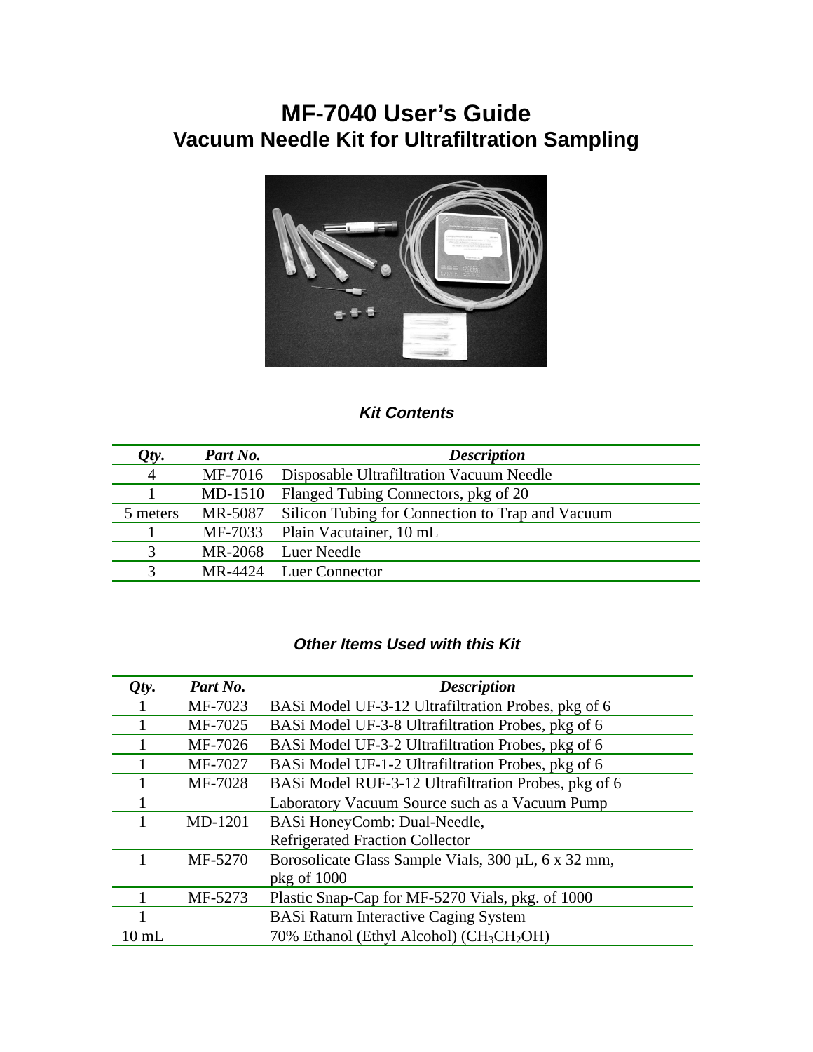# MF-7040 User's Guide
## Vacuum Needle Kit for Ultrafiltration Sampling

### *Kit Contents*

| *Qty.* | *Part No.* | *Description* |
|---|---|---|
| 4 | MF-7016 | Disposable Ultrafiltration Vacuum Needle |
| 1 | MD-1510 | Flanged Tubing Connectors, pkg of 20 |
| 5 meters | MR-5087 | Silicon Tubing for Connection to Trap and Vacuum |
| 1 | MF-7033 | Plain Vacutainer, 10 mL |
| 3 | MR-2068 | Luer Needle |
| 3 | MR-4424 | Luer Connector |

### *Other Items Used with this Kit*

| *Qty.* | *Part No.* | *Description* |
|---|---|---|
| 1 | MF-7023 | BASi Model UF-3-12 Ultrafiltration Probes, pkg of 6 |
| 1 | MF-7025 | BASi Model UF-3-8 Ultrafiltration Probes, pkg of 6 |
| 1 | MF-7026 | BASi Model UF-3-2 Ultrafiltration Probes, pkg of 6 |
| 1 | MF-7027 | BASi Model UF-1-2 Ultrafiltration Probes, pkg of 6 |
| 1 | MF-7028 | BASi Model RUF-3-12 Ultrafiltration Probes, pkg of 6 |
| 1 | | Laboratory Vacuum Source such as a Vacuum Pump |
| 1 | MD-1201 | BASi HoneyComb: Dual-Needle, Refrigerated Fraction Collector |
| 1 | MF-5270 | Borosolicate Glass Sample Vials, 300 µL, 6 x 32 mm, pkg of 1000 |
| 1 | MF-5273 | Plastic Snap-Cap for MF-5270 Vials, pkg. of 1000 |
| 1 | | BASi Raturn Interactive Caging System |
| 10 mL | | 70% Ethanol (Ethyl Alcohol) ($CH_3CH_2OH$) |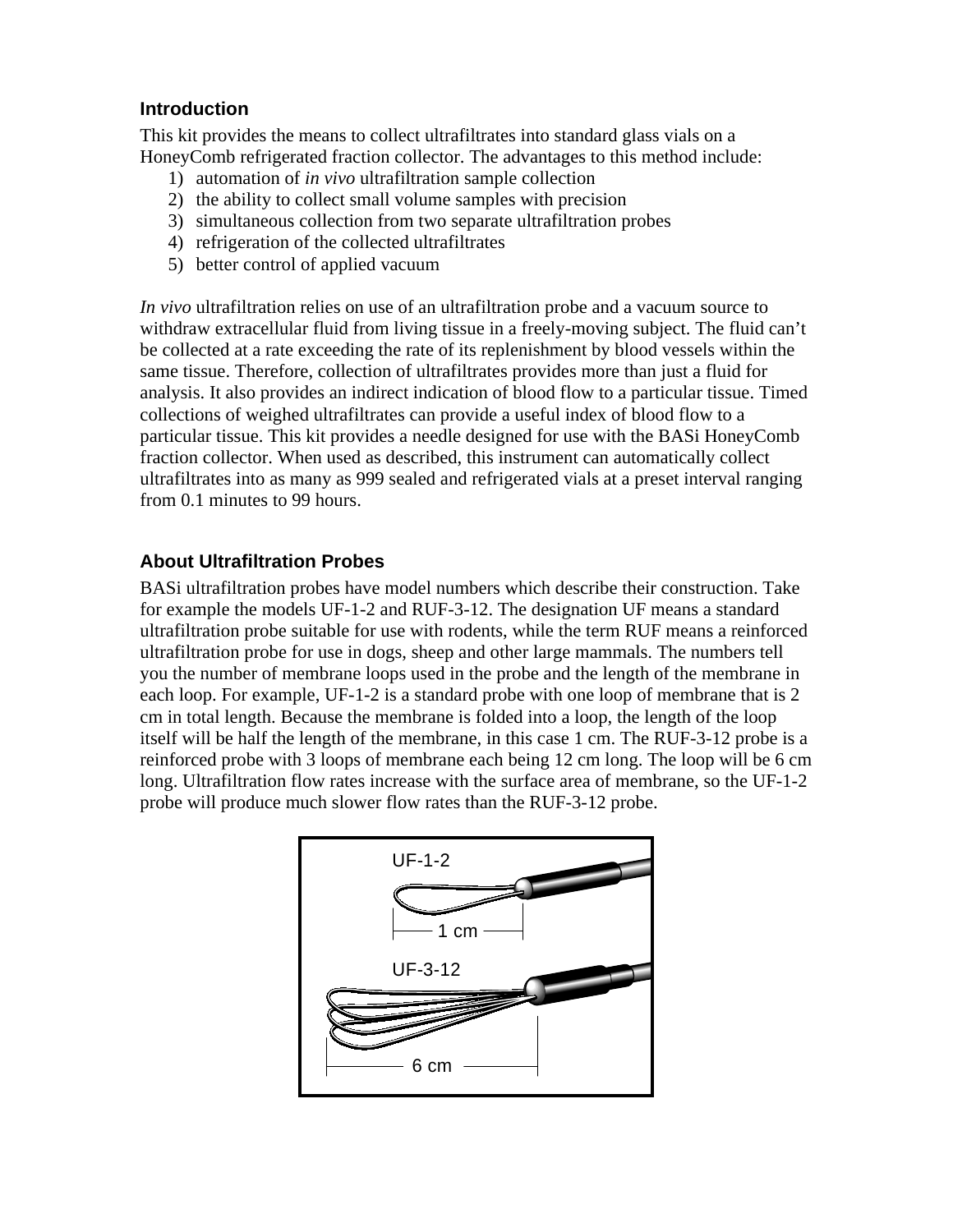## Introduction

This kit provides the means to collect ultrafiltrates into standard glass vials on a HoneyComb refrigerated fraction collector. The advantages to this method include:

1) automation of *in vivo* ultrafiltration sample collection
2) the ability to collect small volume samples with precision
3) simultaneous collection from two separate ultrafiltration probes
4) refrigeration of the collected ultrafiltrates
5) better control of applied vacuum

*In vivo* ultrafiltration relies on use of an ultrafiltration probe and a vacuum source to withdraw extracellular fluid from living tissue in a freely-moving subject. The fluid can't be collected at a rate exceeding the rate of its replenishment by blood vessels within the same tissue. Therefore, collection of ultrafiltrates provides more than just a fluid for analysis. It also provides an indirect indication of blood flow to a particular tissue. Timed collections of weighed ultrafiltrates can provide a useful index of blood flow to a particular tissue. This kit provides a needle designed for use with the BASi HoneyComb fraction collector. When used as described, this instrument can automatically collect ultrafiltrates into as many as 999 sealed and refrigerated vials at a preset interval ranging from 0.1 minutes to 99 hours.

## About Ultrafiltration Probes

BASi ultrafiltration probes have model numbers which describe their construction. Take for example the models UF-1-2 and RUF-3-12. The designation UF means a standard ultrafiltration probe suitable for use with rodents, while the term RUF means a reinforced ultrafiltration probe for use in dogs, sheep and other large mammals. The numbers tell you the number of membrane loops used in the probe and the length of the membrane in each loop. For example, UF-1-2 is a standard probe with one loop of membrane that is 2 cm in total length. Because the membrane is folded into a loop, the length of the loop itself will be half the length of the membrane, in this case 1 cm. The RUF-3-12 probe is a reinforced probe with 3 loops of membrane each being 12 cm long. The loop will be 6 cm long. Ultrafiltration flow rates increase with the surface area of membrane, so the UF-1-2 probe will produce much slower flow rates than the RUF-3-12 probe.

UF-1-2

1 cm

UF-3-12

6 cm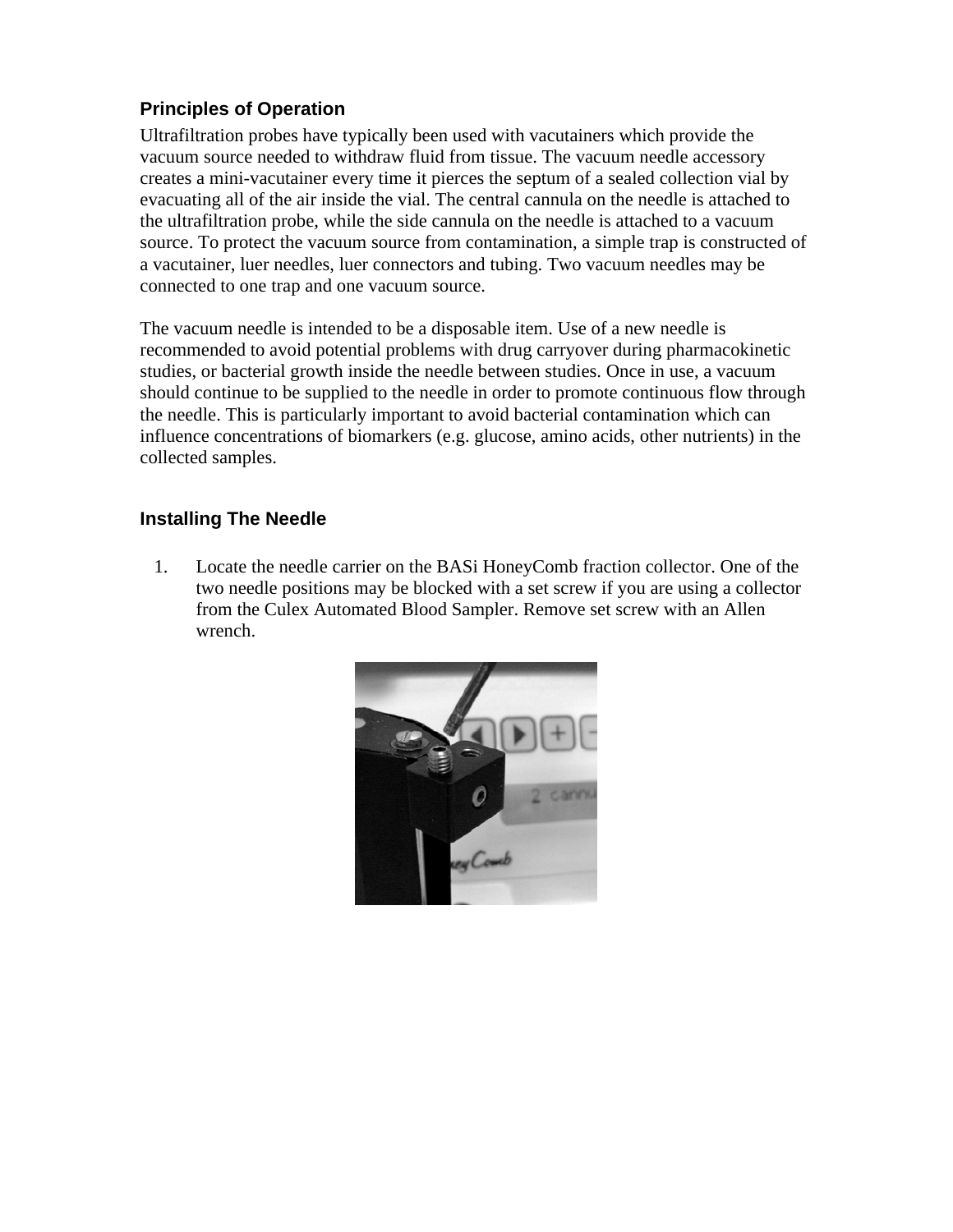## Principles of Operation

Ultrafiltration probes have typically been used with vacutainers which provide the vacuum source needed to withdraw fluid from tissue. The vacuum needle accessory creates a mini-vacutainer every time it pierces the septum of a sealed collection vial by evacuating all of the air inside the vial. The central cannula on the needle is attached to the ultrafiltration probe, while the side cannula on the needle is attached to a vacuum source. To protect the vacuum source from contamination, a simple trap is constructed of a vacutainer, luer needles, luer connectors and tubing. Two vacuum needles may be connected to one trap and one vacuum source.

The vacuum needle is intended to be a disposable item. Use of a new needle is recommended to avoid potential problems with drug carryover during pharmacokinetic studies, or bacterial growth inside the needle between studies. Once in use, a vacuum should continue to be supplied to the needle in order to promote continuous flow through the needle. This is particularly important to avoid bacterial contamination which can influence concentrations of biomarkers (e.g. glucose, amino acids, other nutrients) in the collected samples.

## Installing The Needle

1. Locate the needle carrier on the BASi HoneyComb fraction collector. One of the two needle positions may be blocked with a set screw if you are using a collector from the Culex Automated Blood Sampler. Remove set screw with an Allen wrench.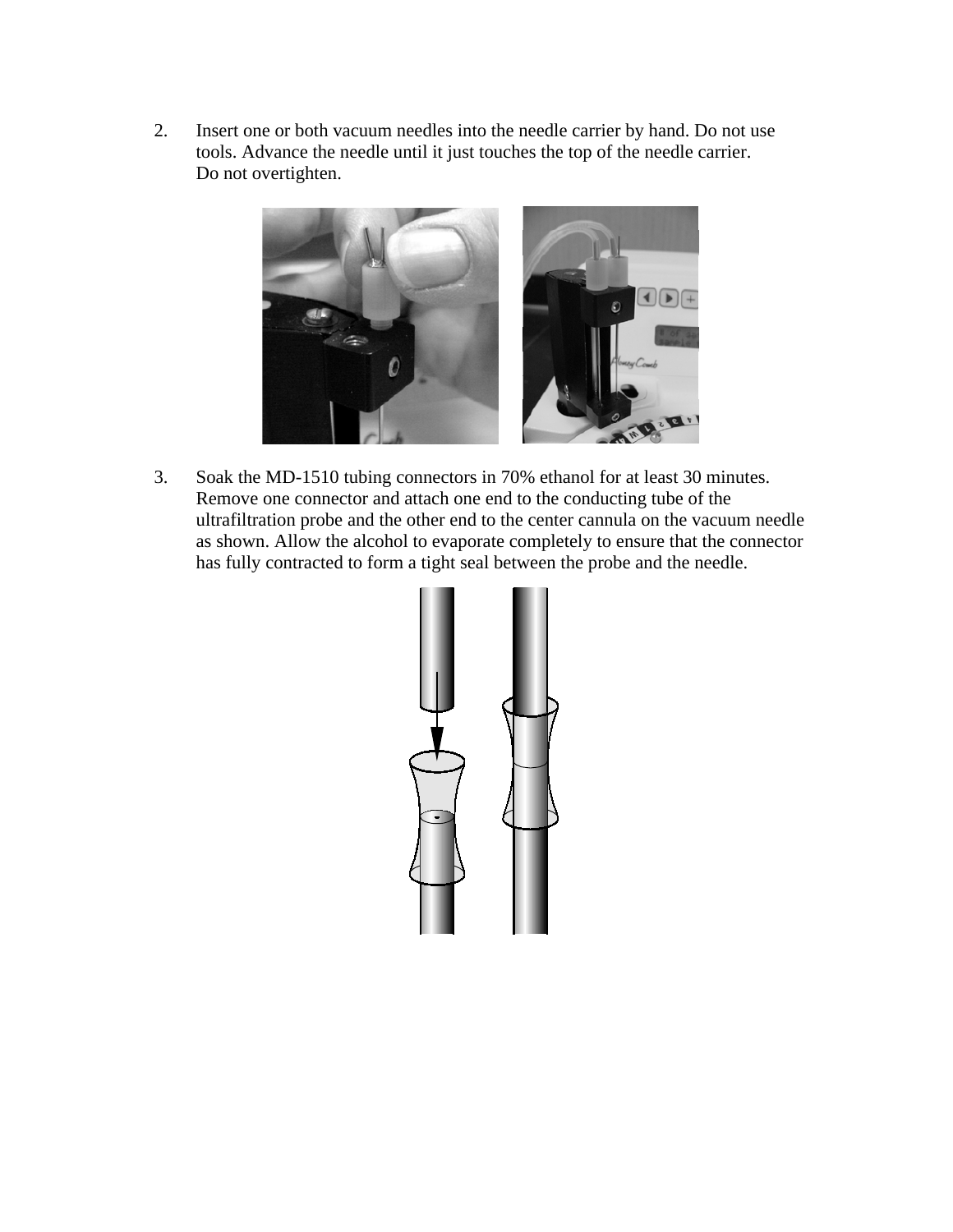2. Insert one or both vacuum needles into the needle carrier by hand. Do not use tools. Advance the needle until it just touches the top of the needle carrier. Do not overtighten.

3. Soak the MD-1510 tubing connectors in 70% ethanol for at least 30 minutes. Remove one connector and attach one end to the conducting tube of the ultrafiltration probe and the other end to the center cannula on the vacuum needle as shown. Allow the alcohol to evaporate completely to ensure that the connector has fully contracted to form a tight seal between the probe and the needle.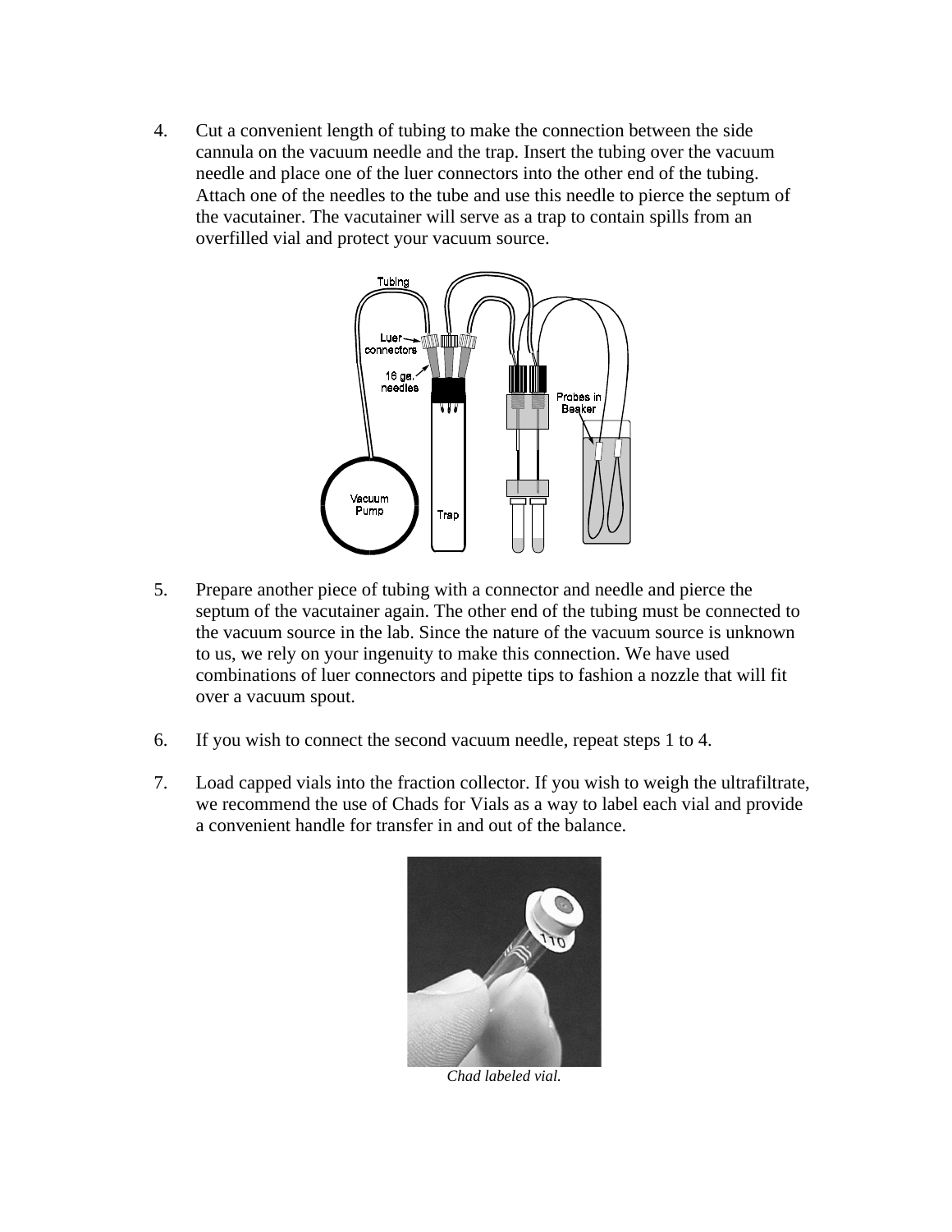4. Cut a convenient length of tubing to make the connection between the side cannula on the vacuum needle and the trap. Insert the tubing over the vacuum needle and place one of the luer connectors into the other end of the tubing. Attach one of the needles to the tube and use this needle to pierce the septum of the vacutainer. The vacutainer will serve as a trap to contain spills from an overfilled vial and protect your vacuum source.

5. Prepare another piece of tubing with a connector and needle and pierce the septum of the vacutainer again. The other end of the tubing must be connected to the vacuum source in the lab. Since the nature of the vacuum source is unknown to us, we rely on your ingenuity to make this connection. We have used combinations of luer connectors and pipette tips to fashion a nozzle that will fit over a vacuum spout.

6. If you wish to connect the second vacuum needle, repeat steps 1 to 4.

7. Load capped vials into the fraction collector. If you wish to weigh the ultrafiltrate, we recommend the use of Chads for Vials as a way to label each vial and provide a convenient handle for transfer in and out of the balance.

*Chad labeled vial.*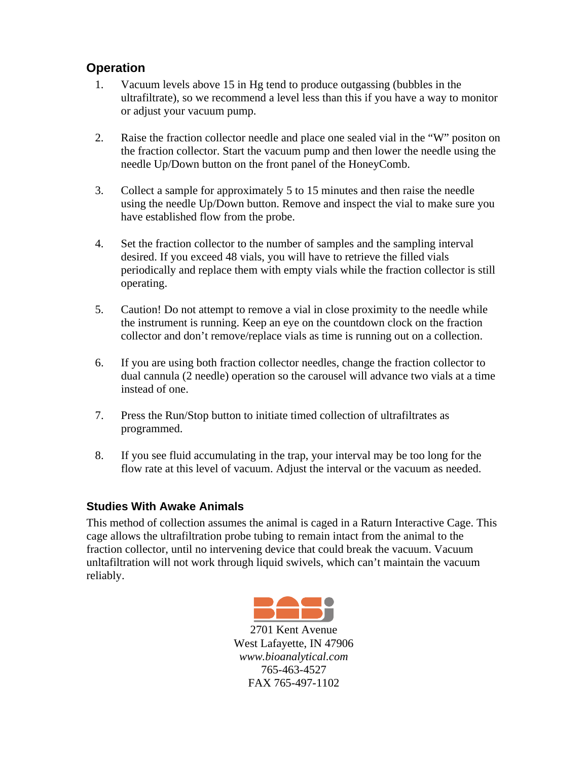## Operation

1. Vacuum levels above 15 in Hg tend to produce outgassing (bubbles in the ultrafiltrate), so we recommend a level less than this if you have a way to monitor or adjust your vacuum pump.

2. Raise the fraction collector needle and place one sealed vial in the "W" positon on the fraction collector. Start the vacuum pump and then lower the needle using the needle Up/Down button on the front panel of the HoneyComb.

3. Collect a sample for approximately 5 to 15 minutes and then raise the needle using the needle Up/Down button. Remove and inspect the vial to make sure you have established flow from the probe.

4. Set the fraction collector to the number of samples and the sampling interval desired. If you exceed 48 vials, you will have to retrieve the filled vials periodically and replace them with empty vials while the fraction collector is still operating.

5. Caution! Do not attempt to remove a vial in close proximity to the needle while the instrument is running. Keep an eye on the countdown clock on the fraction collector and don't remove/replace vials as time is running out on a collection.

6. If you are using both fraction collector needles, change the fraction collector to dual cannula (2 needle) operation so the carousel will advance two vials at a time instead of one.

7. Press the Run/Stop button to initiate timed collection of ultrafiltrates as programmed.

8. If you see fluid accumulating in the trap, your interval may be too long for the flow rate at this level of vacuum. Adjust the interval or the vacuum as needed.

### Studies With Awake Animals

This method of collection assumes the animal is caged in a Raturn Interactive Cage. This cage allows the ultrafiltration probe tubing to remain intact from the animal to the fraction collector, until no intervening device that could break the vacuum. Vacuum unltafiltration will not work through liquid swivels, which can't maintain the vacuum reliably.

2701 Kent Avenue
West Lafayette, IN 47906
*www.bioanalytical.com*
765-463-4527
FAX 765-497-1102